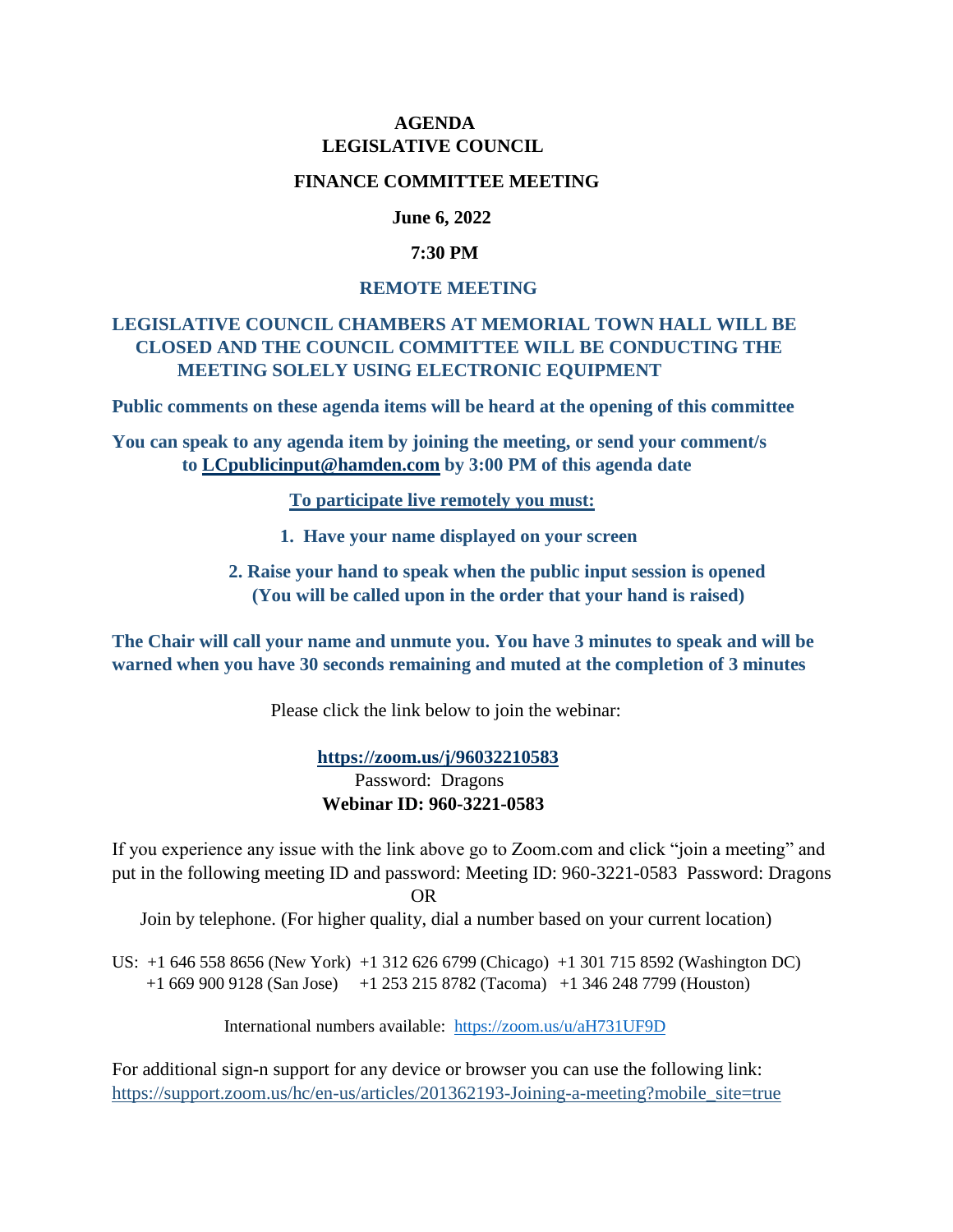# AGENDA
# LEGISLATIVE COUNCIL

## FINANCE COMMITTEE MEETING

**June 6, 2022**

**7:30 PM**

**REMOTE MEETING**

**LEGISLATIVE COUNCIL CHAMBERS AT MEMORIAL TOWN HALL WILL BE CLOSED AND THE COUNCIL COMMITTEE WILL BE CONDUCTING THE MEETING SOLELY USING ELECTRONIC EQUIPMENT**

**Public comments on these agenda items will be heard at the opening of this committee**

**You can speak to any agenda item by joining the meeting, or send your comment/s to [LCpublicinput@hamden.com](mailto:LCpublicinput@hamden.com) by 3:00 PM of this agenda date**

**To participate live remotely you must:**

1. **Have your name displayed on your screen**
2. **Raise your hand to speak when the public input session is opened (You will be called upon in the order that your hand is raised)**

**The Chair will call your name and unmute you. You have 3 minutes to speak and will be warned when you have 30 seconds remaining and muted at the completion of 3 minutes**

Please click the link below to join the webinar:

**https://zoom.us/j/96032210583**
Password: Dragons
**Webinar ID: 960-3221-0583**

If you experience any issue with the link above go to Zoom.com and click "join a meeting" and put in the following meeting ID and password: Meeting ID: 960-3221-0583 Password: Dragons

OR

Join by telephone. (For higher quality, dial a number based on your current location)

US: +1 646 558 8656 (New York) +1 312 626 6799 (Chicago) +1 301 715 8592 (Washington DC) +1 669 900 9128 (San Jose) +1 253 215 8782 (Tacoma) +1 346 248 7799 (Houston)

International numbers available: https://zoom.us/u/aH731UF9D

For additional sign-n support for any device or browser you can use the following link: https://support.zoom.us/hc/en-us/articles/201362193-Joining-a-meeting?mobile_site=true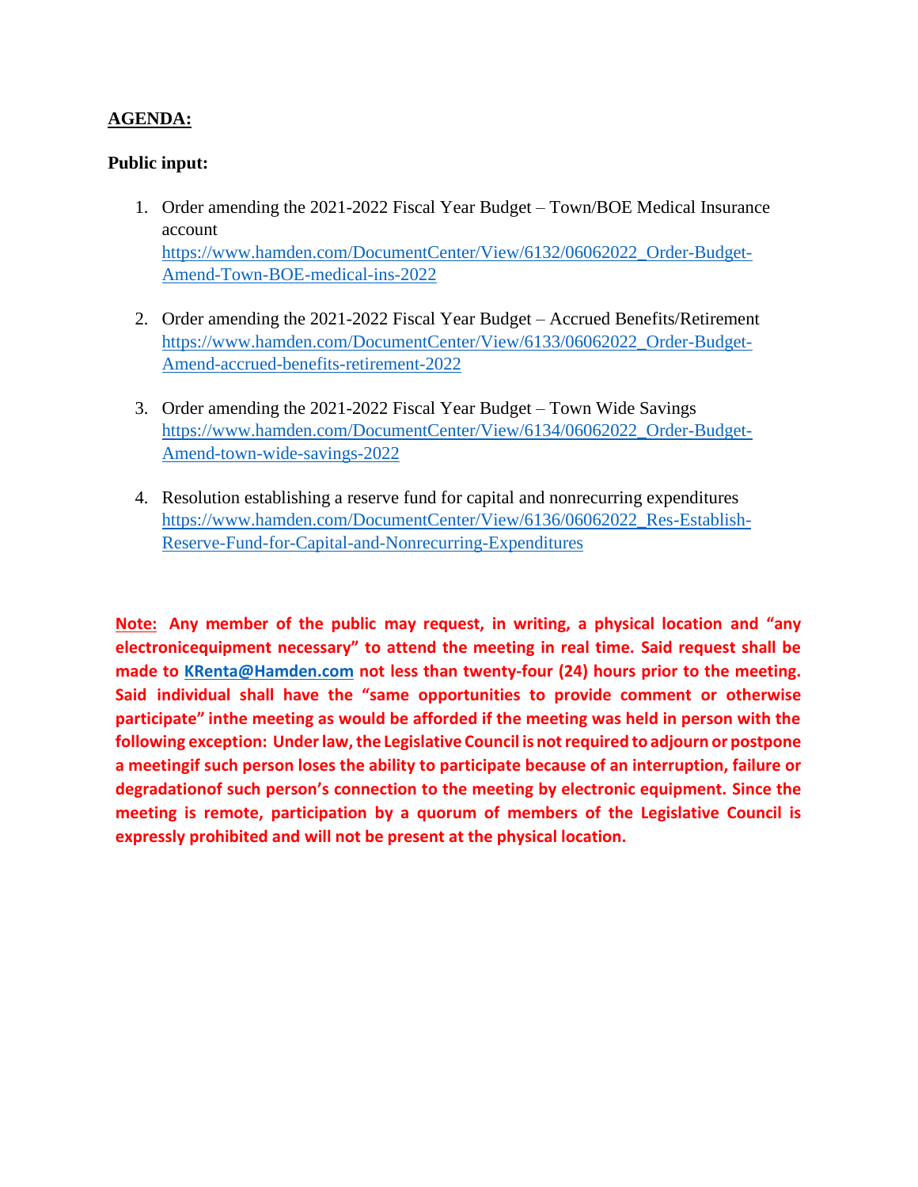## AGENDA:

**Public input:**

1. Order amending the 2021-2022 Fiscal Year Budget – Town/BOE Medical Insurance account
   https://www.hamden.com/DocumentCenter/View/6132/06062022_Order-Budget-Amend-Town-BOE-medical-ins-2022

2. Order amending the 2021-2022 Fiscal Year Budget – Accrued Benefits/Retirement
   https://www.hamden.com/DocumentCenter/View/6133/06062022_Order-Budget-Amend-accrued-benefits-retirement-2022

3. Order amending the 2021-2022 Fiscal Year Budget – Town Wide Savings
   https://www.hamden.com/DocumentCenter/View/6134/06062022_Order-Budget-Amend-town-wide-savings-2022

4. Resolution establishing a reserve fund for capital and nonrecurring expenditures
   https://www.hamden.com/DocumentCenter/View/6136/06062022_Res-Establish-Reserve-Fund-for-Capital-and-Nonrecurring-Expenditures

**Note: Any member of the public may request, in writing, a physical location and "any electronicequipment necessary" to attend the meeting in real time. Said request shall be made to KRenta@Hamden.com not less than twenty-four (24) hours prior to the meeting. Said individual shall have the "same opportunities to provide comment or otherwise participate" inthe meeting as would be afforded if the meeting was held in person with the following exception: Under law, the Legislative Council is not required to adjourn or postpone a meetingif such person loses the ability to participate because of an interruption, failure or degradationof such person's connection to the meeting by electronic equipment. Since the meeting is remote, participation by a quorum of members of the Legislative Council is expressly prohibited and will not be present at the physical location.**